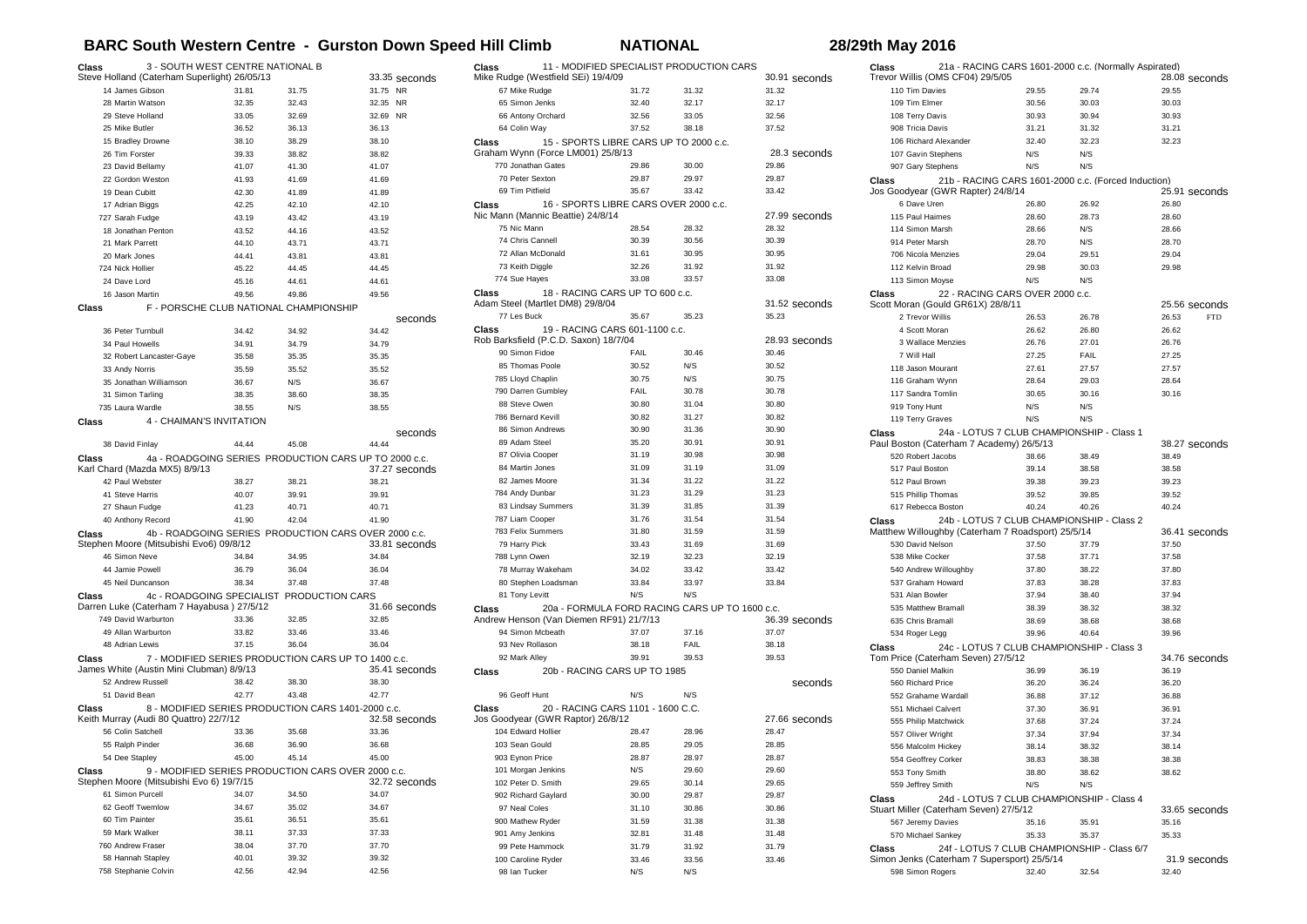# BARC South Western Centre - Gurston Down Speed Hill Climb NATIONAL 28/29th May 2016

## Class 3 - SOUTH WEST CENTRE NATIONAL B

Steve Holland (Caterham Superlight) 26/05/13 — 33.35 seconds

| No. | Driver | Run 1 | Run 2 | Best | |
|---|---|---|---|---|---|
| 14 | James Gibson | 31.81 | 31.75 | 31.75 | NR |
| 28 | Martin Watson | 32.35 | 32.43 | 32.35 | NR |
| 29 | Steve Holland | 33.05 | 32.69 | 32.69 | NR |
| 25 | Mike Butler | 36.52 | 36.13 | 36.13 | |
| 15 | Bradley Drowne | 38.10 | 38.29 | 38.10 | |
| 26 | Tim Forster | 39.33 | 38.82 | 38.82 | |
| 23 | David Bellamy | 41.07 | 41.30 | 41.07 | |
| 22 | Gordon Weston | 41.93 | 41.69 | 41.69 | |
| 19 | Dean Cubitt | 42.30 | 41.89 | 41.89 | |
| 17 | Adrian Biggs | 42.25 | 42.10 | 42.10 | |
| 727 | Sarah Fudge | 43.19 | 43.42 | 43.19 | |
| 18 | Jonathan Penton | 43.52 | 44.16 | 43.52 | |
| 21 | Mark Parrett | 44.10 | 43.71 | 43.71 | |
| 20 | Mark Jones | 44.41 | 43.81 | 43.81 | |
| 724 | Nick Hollier | 45.22 | 44.45 | 44.45 | |
| 24 | Dave Lord | 45.16 | 44.61 | 44.61 | |
| 16 | Jason Martin | 49.56 | 49.86 | 49.56 | |

## Class F - PORSCHE CLUB NATIONAL CHAMPIONSHIP

seconds

| No. | Driver | Run 1 | Run 2 | Best |
|---|---|---|---|---|
| 36 | Peter Turnbull | 34.42 | 34.92 | 34.42 |
| 34 | Paul Howells | 34.91 | 34.79 | 34.79 |
| 32 | Robert Lancaster-Gaye | 35.58 | 35.35 | 35.35 |
| 33 | Andy Norris | 35.59 | 35.52 | 35.52 |
| 35 | Jonathan Williamson | 36.67 | N/S | 36.67 |
| 31 | Simon Tarling | 38.35 | 38.60 | 38.35 |
| 735 | Laura Wardle | 38.55 | N/S | 38.55 |

## Class 4 - CHAIMAN'S INVITATION

seconds

| No. | Driver | Run 1 | Run 2 | Best |
|---|---|---|---|---|
| 38 | David Finlay | 44.44 | 45.08 | 44.44 |

## Class 4a - ROADGOING SERIES PRODUCTION CARS UP TO 2000 c.c.

Karl Chard (Mazda MX5) 8/9/13 — 37.27 seconds

| No. | Driver | Run 1 | Run 2 | Best |
|---|---|---|---|---|
| 42 | Paul Webster | 38.27 | 38.21 | 38.21 |
| 41 | Steve Harris | 40.07 | 39.91 | 39.91 |
| 27 | Shaun Fudge | 41.23 | 40.71 | 40.71 |
| 40 | Anthony Record | 41.90 | 42.04 | 41.90 |

## Class 4b - ROADGOING SERIES PRODUCTION CARS OVER 2000 c.c.

Stephen Moore (Mitsubishi Evo6) 09/8/12 — 33.81 seconds

| No. | Driver | Run 1 | Run 2 | Best |
|---|---|---|---|---|
| 46 | Simon Neve | 34.84 | 34.95 | 34.84 |
| 44 | Jamie Powell | 36.79 | 36.04 | 36.04 |
| 45 | Neil Duncanson | 38.34 | 37.48 | 37.48 |

## Class 4c - ROADGOING SPECIALIST PRODUCTION CARS

Darren Luke (Caterham 7 Hayabusa ) 27/5/12 — 31.66 seconds

| No. | Driver | Run 1 | Run 2 | Best |
|---|---|---|---|---|
| 749 | David Warburton | 33.36 | 32.85 | 32.85 |
| 49 | Allan Warburton | 33.82 | 33.46 | 33.46 |
| 48 | Adrian Lewis | 37.15 | 36.04 | 36.04 |

## Class 7 - MODIFIED SERIES PRODUCTION CARS UP TO 1400 c.c.

James White (Austin Mini Clubman) 8/9/13 — 35.41 seconds

| No. | Driver | Run 1 | Run 2 | Best |
|---|---|---|---|---|
| 52 | Andrew Russell | 38.42 | 38.30 | 38.30 |
| 51 | David Bean | 42.77 | 43.48 | 42.77 |

## Class 8 - MODIFIED SERIES PRODUCTION CARS 1401-2000 c.c.

Keith Murray (Audi 80 Quattro) 22/7/12 — 32.58 seconds

| No. | Driver | Run 1 | Run 2 | Best |
|---|---|---|---|---|
| 56 | Colin Satchell | 33.36 | 35.68 | 33.36 |
| 55 | Ralph Pinder | 36.68 | 36.90 | 36.68 |
| 54 | Dee Stapley | 45.00 | 45.14 | 45.00 |

## Class 9 - MODIFIED SERIES PRODUCTION CARS OVER 2000 c.c.

Stephen Moore (Mitsubishi Evo 6) 19/7/15 — 32.72 seconds

| No. | Driver | Run 1 | Run 2 | Best |
|---|---|---|---|---|
| 61 | Simon Purcell | 34.07 | 34.50 | 34.07 |
| 62 | Geoff Twemlow | 34.67 | 35.02 | 34.67 |
| 60 | Tim Painter | 35.61 | 36.51 | 35.61 |
| 59 | Mark Walker | 38.11 | 37.33 | 37.33 |
| 760 | Andrew Fraser | 38.04 | 37.70 | 37.70 |
| 58 | Hannah Stapley | 40.01 | 39.32 | 39.32 |
| 758 | Stephanie Colvin | 42.56 | 42.94 | 42.56 |

## Class 11 - MODIFIED SPECIALIST PRODUCTION CARS

Mike Rudge (Westfield SEi) 19/4/09 — 30.91 seconds

| No. | Driver | Run 1 | Run 2 | Best |
|---|---|---|---|---|
| 67 | Mike Rudge | 31.72 | 31.32 | 31.32 |
| 65 | Simon Jenks | 32.40 | 32.17 | 32.17 |
| 66 | Antony Orchard | 32.56 | 33.05 | 32.56 |
| 64 | Colin Way | 37.52 | 38.18 | 37.52 |

## Class 15 - SPORTS LIBRE CARS UP TO 2000 c.c.

Graham Wynn (Force LM001) 25/8/13 — 28.3 seconds

| No. | Driver | Run 1 | Run 2 | Best |
|---|---|---|---|---|
| 770 | Jonathan Gates | 29.86 | 30.00 | 29.86 |
| 70 | Peter Sexton | 29.87 | 29.97 | 29.87 |
| 69 | Tim Pitfield | 35.67 | 33.42 | 33.42 |

## Class 16 - SPORTS LIBRE CARS OVER 2000 c.c.

Nic Mann (Mannic Beattie) 24/8/14 — 27.99 seconds

| No. | Driver | Run 1 | Run 2 | Best |
|---|---|---|---|---|
| 75 | Nic Mann | 28.54 | 28.32 | 28.32 |
| 74 | Chris Cannell | 30.39 | 30.56 | 30.39 |
| 72 | Allan McDonald | 31.61 | 30.95 | 30.95 |
| 73 | Keith Diggle | 32.26 | 31.92 | 31.92 |
| 774 | Sue Hayes | 33.08 | 33.57 | 33.08 |

## Class 18 - RACING CARS UP TO 600 c.c.

Adam Steel (Martlet DM8) 29/8/04 — 31.52 seconds

| No. | Driver | Run 1 | Run 2 | Best |
|---|---|---|---|---|
| 77 | Les Buck | 35.67 | 35.23 | 35.23 |

## Class 19 - RACING CARS 601-1100 c.c.

Rob Barksfield (P.C.D. Saxon) 18/7/04 — 28.93 seconds

| No. | Driver | Run 1 | Run 2 | Best |
|---|---|---|---|---|
| 90 | Simon Fidoe | FAIL | 30.46 | 30.46 |
| 85 | Thomas Poole | 30.52 | N/S | 30.52 |
| 785 | Lloyd Chaplin | 30.75 | N/S | 30.75 |
| 790 | Darren Gumbley | FAIL | 30.78 | 30.78 |
| 88 | Steve Owen | 30.80 | 31.04 | 30.80 |
| 786 | Bernard Kevill | 30.82 | 31.27 | 30.82 |
| 86 | Simon Andrews | 30.90 | 31.36 | 30.90 |
| 89 | Adam Steel | 35.20 | 30.91 | 30.91 |
| 87 | Olivia Cooper | 31.19 | 30.98 | 30.98 |
| 84 | Martin Jones | 31.09 | 31.19 | 31.09 |
| 82 | James Moore | 31.34 | 31.22 | 31.22 |
| 784 | Andy Dunbar | 31.23 | 31.29 | 31.23 |
| 83 | Lindsay Summers | 31.39 | 31.85 | 31.39 |
| 787 | Liam Cooper | 31.76 | 31.54 | 31.54 |
| 783 | Felix Summers | 31.80 | 31.59 | 31.59 |
| 79 | Harry Pick | 33.43 | 31.69 | 31.69 |
| 788 | Lynn Owen | 32.19 | 32.23 | 32.19 |
| 78 | Murray Wakeham | 34.02 | 33.42 | 33.42 |
| 80 | Stephen Loadsman | 33.84 | 33.97 | 33.84 |
| 81 | Tony Levitt | N/S | N/S | |

## Class 20a - FORMULA FORD RACING CARS UP TO 1600 c.c.

Andrew Henson (Van Diemen RF91) 21/7/13 — 36.39 seconds

| No. | Driver | Run 1 | Run 2 | Best |
|---|---|---|---|---|
| 94 | Simon Mcbeath | 37.07 | 37.16 | 37.07 |
| 93 | Nev Rollason | 38.18 | FAIL | 38.18 |
| 92 | Mark Alley | 39.91 | 39.53 | 39.53 |

## Class 20b - RACING CARS UP TO 1985

seconds

| No. | Driver | Run 1 | Run 2 | Best |
|---|---|---|---|---|
| 96 | Geoff Hunt | N/S | N/S | |

## Class 20 - RACING CARS 1101 - 1600 C.C.

Jos Goodyear (GWR Raptor) 26/8/12 — 27.66 seconds

| No. | Driver | Run 1 | Run 2 | Best |
|---|---|---|---|---|
| 104 | Edward Hollier | 28.47 | 28.96 | 28.47 |
| 103 | Sean Gould | 28.85 | 29.05 | 28.85 |
| 903 | Eynon Price | 28.87 | 28.97 | 28.87 |
| 101 | Morgan Jenkins | N/S | 29.60 | 29.60 |
| 102 | Peter D. Smith | 29.65 | 30.14 | 29.65 |
| 902 | Richard Gaylard | 30.00 | 29.87 | 29.87 |
| 97 | Neal Coles | 31.10 | 30.86 | 30.86 |
| 900 | Mathew Ryder | 31.59 | 31.38 | 31.38 |
| 901 | Amy Jenkins | 32.81 | 31.48 | 31.48 |
| 99 | Pete Hammock | 31.79 | 31.92 | 31.79 |
| 100 | Caroline Ryder | 33.46 | 33.56 | 33.46 |
| 98 | Ian Tucker | N/S | N/S | |

## Class 21a - RACING CARS 1601-2000 c.c. (Normally Aspirated)

Trevor Willis (OMS CF04) 29/5/05 — 28.08 seconds

| No. | Driver | Run 1 | Run 2 | Best |
|---|---|---|---|---|
| 110 | Tim Davies | 29.55 | 29.74 | 29.55 |
| 109 | Tim Elmer | 30.56 | 30.03 | 30.03 |
| 108 | Terry Davis | 30.93 | 30.94 | 30.93 |
| 908 | Tricia Davis | 31.21 | 31.32 | 31.21 |
| 106 | Richard Alexander | 32.40 | 32.23 | 32.23 |
| 107 | Gavin Stephens | N/S | N/S | |
| 907 | Gary Stephens | N/S | N/S | |

## Class 21b - RACING CARS 1601-2000 c.c. (Forced Induction)

Jos Goodyear (GWR Rapter) 24/8/14 — 25.91 seconds

| No. | Driver | Run 1 | Run 2 | Best |
|---|---|---|---|---|
| 6 | Dave Uren | 26.80 | 26.92 | 26.80 |
| 115 | Paul Haimes | 28.60 | 28.73 | 28.60 |
| 114 | Simon Marsh | 28.66 | N/S | 28.66 |
| 914 | Peter Marsh | 28.70 | N/S | 28.70 |
| 706 | Nicola Menzies | 29.04 | 29.51 | 29.04 |
| 112 | Kelvin Broad | 29.98 | 30.03 | 29.98 |
| 113 | Simon Moyse | N/S | N/S | |

## Class 22 - RACING CARS OVER 2000 c.c.

Scott Moran (Gould GR61X) 28/8/11 — 25.56 seconds

| No. | Driver | Run 1 | Run 2 | Best | |
|---|---|---|---|---|---|
| 2 | Trevor Willis | 26.53 | 26.78 | 26.53 | FTD |
| 4 | Scott Moran | 26.62 | 26.80 | 26.62 | |
| 3 | Wallace Menzies | 26.76 | 27.01 | 26.76 | |
| 7 | Will Hall | 27.25 | FAIL | 27.25 | |
| 118 | Jason Mourant | 27.61 | 27.57 | 27.57 | |
| 116 | Graham Wynn | 28.64 | 29.03 | 28.64 | |
| 117 | Sandra Tomlin | 30.65 | 30.16 | 30.16 | |
| 919 | Tony Hunt | N/S | N/S | | |
| 119 | Terry Graves | N/S | N/S | | |

## Class 24a - LOTUS 7 CLUB CHAMPIONSHIP - Class 1

Paul Boston (Caterham 7 Academy) 26/5/13 — 38.27 seconds

| No. | Driver | Run 1 | Run 2 | Best |
|---|---|---|---|---|
| 520 | Robert Jacobs | 38.66 | 38.49 | 38.49 |
| 517 | Paul Boston | 39.14 | 38.58 | 38.58 |
| 512 | Paul Brown | 39.38 | 39.23 | 39.23 |
| 515 | Phillip Thomas | 39.52 | 39.85 | 39.52 |
| 617 | Rebecca Boston | 40.24 | 40.26 | 40.24 |

## Class 24b - LOTUS 7 CLUB CHAMPIONSHIP - Class 2

Matthew Willoughby (Caterham 7 Roadsport) 25/5/14 — 36.41 seconds

| No. | Driver | Run 1 | Run 2 | Best |
|---|---|---|---|---|
| 530 | David Nelson | 37.50 | 37.79 | 37.50 |
| 538 | Mike Cocker | 37.58 | 37.71 | 37.58 |
| 540 | Andrew Willoughby | 37.80 | 38.22 | 37.80 |
| 537 | Graham Howard | 37.83 | 38.28 | 37.83 |
| 531 | Alan Bowler | 37.94 | 38.40 | 37.94 |
| 535 | Matthew Bramall | 38.39 | 38.32 | 38.32 |
| 635 | Chris Bramall | 38.69 | 38.68 | 38.68 |
| 534 | Roger Legg | 39.96 | 40.64 | 39.96 |

## Class 24c - LOTUS 7 CLUB CHAMPIONSHIP - Class 3

Tom Price (Caterham Seven) 27/5/12 — 34.76 seconds

| No. | Driver | Run 1 | Run 2 | Best |
|---|---|---|---|---|
| 550 | Daniel Malkin | 36.99 | 36.19 | 36.19 |
| 560 | Richard Price | 36.20 | 36.24 | 36.20 |
| 552 | Grahame Wardall | 36.88 | 37.12 | 36.88 |
| 551 | Michael Calvert | 37.30 | 36.91 | 36.91 |
| 555 | Philip Matchwick | 37.68 | 37.24 | 37.24 |
| 557 | Oliver Wright | 37.34 | 37.94 | 37.34 |
| 556 | Malcolm Hickey | 38.14 | 38.32 | 38.14 |
| 554 | Geoffrey Corker | 38.83 | 38.38 | 38.38 |
| 553 | Tony Smith | 38.80 | 38.62 | 38.62 |
| 559 | Jeffrey Smith | N/S | N/S | |

## Class 24d - LOTUS 7 CLUB CHAMPIONSHIP - Class 4

Stuart Miller (Caterham Seven) 27/5/12 — 33.65 seconds

| No. | Driver | Run 1 | Run 2 | Best |
|---|---|---|---|---|
| 567 | Jeremy Davies | 35.16 | 35.91 | 35.16 |
| 570 | Michael Sankey | 35.33 | 35.37 | 35.33 |

## Class 24f - LOTUS 7 CLUB CHAMPIONSHIP - Class 6/7

Simon Jenks (Caterham 7 Supersport) 25/5/14 — 31.9 seconds

| No. | Driver | Run 1 | Run 2 | Best |
|---|---|---|---|---|
| 598 | Simon Rogers | 32.40 | 32.54 | 32.40 |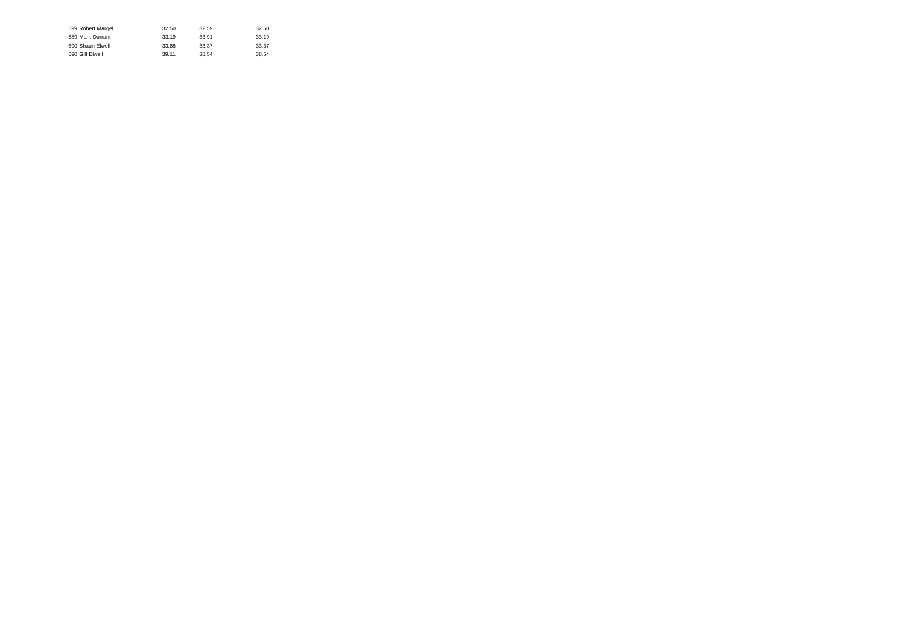| | | | |
|---|---|---|---|
| 599 Robert Margel | 32.50 | 32.59 | 32.50 |
| 589 Mark Durrant | 33.19 | 33.91 | 33.19 |
| 590 Shaun Elwell | 33.88 | 33.37 | 33.37 |
| 690 Gill Elwell | 39.11 | 38.54 | 38.54 |